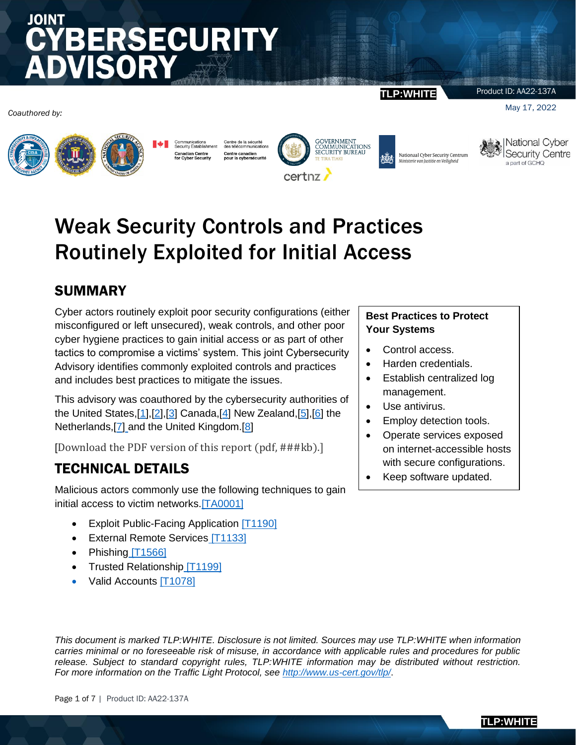# JOINT CYBERSECURITY ADVISORY

TLP:WHITE

Product ID: AA22-137A

May 17, 2022

*Coauthored by:*

Communications Security Establishment / Centre de la sécurité des télécommunications

Canadian Centre for Cyber Security / Centre canadien pour la cybersécurité

GOVERNMENT COMMUNICATIONS SECURITY BUREAU TE TIRA TIAKI

certnz

Nationaal Cyber Security Centrum Ministerie van Justitie en Veiligheid

National Cyber Security Centre a part of GCHQ

# Weak Security Controls and Practices Routinely Exploited for Initial Access

## SUMMARY

Cyber actors routinely exploit poor security configurations (either misconfigured or left unsecured), weak controls, and other poor cyber hygiene practices to gain initial access or as part of other tactics to compromise a victims' system. This joint Cybersecurity Advisory identifies commonly exploited controls and practices and includes best practices to mitigate the issues.

This advisory was coauthored by the cybersecurity authorities of the United States,[1],[2],[3] Canada,[4] New Zealand,[5],[6] the Netherlands,[7] and the United Kingdom.[8]

[Download the PDF version of this report (pdf, ###kb).]

**Best Practices to Protect Your Systems**

- Control access.
- Harden credentials.
- Establish centralized log management.
- Use antivirus.
- Employ detection tools.
- Operate services exposed on internet-accessible hosts with secure configurations.
- Keep software updated.

## TECHNICAL DETAILS

Malicious actors commonly use the following techniques to gain initial access to victim networks.[TA0001]

- Exploit Public-Facing Application [T1190]
- External Remote Services [T1133]
- Phishing [T1566]
- Trusted Relationship [T1199]
- Valid Accounts [T1078]

*This document is marked TLP:WHITE. Disclosure is not limited. Sources may use TLP:WHITE when information carries minimal or no foreseeable risk of misuse, in accordance with applicable rules and procedures for public release. Subject to standard copyright rules, TLP:WHITE information may be distributed without restriction. For more information on the Traffic Light Protocol, see http://www.us-cert.gov/tlp/.*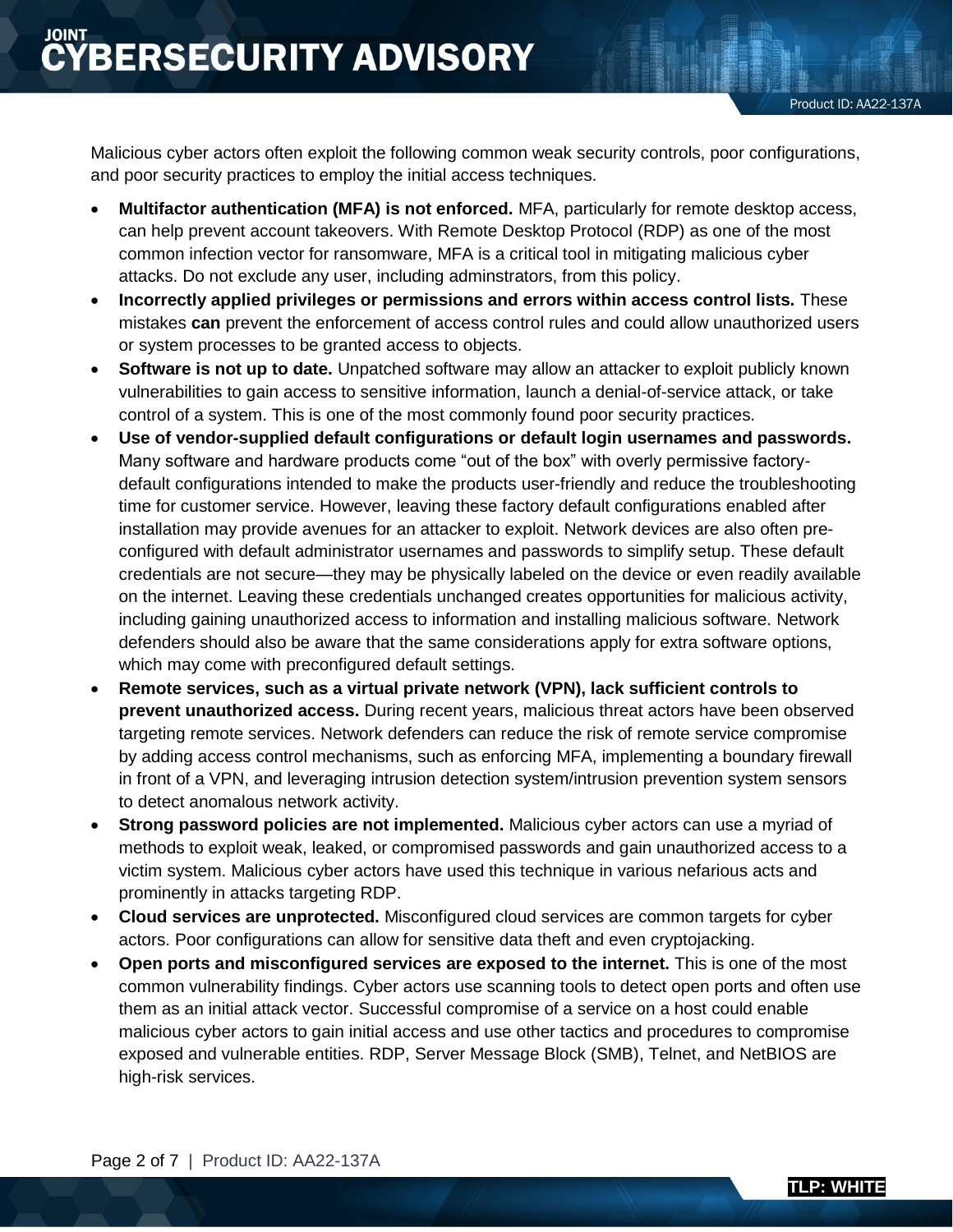Malicious cyber actors often exploit the following common weak security controls, poor configurations, and poor security practices to employ the initial access techniques.

- **Multifactor authentication (MFA) is not enforced.** MFA, particularly for remote desktop access, can help prevent account takeovers. With Remote Desktop Protocol (RDP) as one of the most common infection vector for ransomware, MFA is a critical tool in mitigating malicious cyber attacks. Do not exclude any user, including adminstrators, from this policy.
- **Incorrectly applied privileges or permissions and errors within access control lists.** These mistakes **can** prevent the enforcement of access control rules and could allow unauthorized users or system processes to be granted access to objects.
- **Software is not up to date.** Unpatched software may allow an attacker to exploit publicly known vulnerabilities to gain access to sensitive information, launch a denial-of-service attack, or take control of a system. This is one of the most commonly found poor security practices.
- **Use of vendor-supplied default configurations or default login usernames and passwords.** Many software and hardware products come “out of the box” with overly permissive factory-default configurations intended to make the products user-friendly and reduce the troubleshooting time for customer service. However, leaving these factory default configurations enabled after installation may provide avenues for an attacker to exploit. Network devices are also often pre-configured with default administrator usernames and passwords to simplify setup. These default credentials are not secure—they may be physically labeled on the device or even readily available on the internet. Leaving these credentials unchanged creates opportunities for malicious activity, including gaining unauthorized access to information and installing malicious software. Network defenders should also be aware that the same considerations apply for extra software options, which may come with preconfigured default settings.
- **Remote services, such as a virtual private network (VPN), lack sufficient controls to prevent unauthorized access.** During recent years, malicious threat actors have been observed targeting remote services. Network defenders can reduce the risk of remote service compromise by adding access control mechanisms, such as enforcing MFA, implementing a boundary firewall in front of a VPN, and leveraging intrusion detection system/intrusion prevention system sensors to detect anomalous network activity.
- **Strong password policies are not implemented.** Malicious cyber actors can use a myriad of methods to exploit weak, leaked, or compromised passwords and gain unauthorized access to a victim system. Malicious cyber actors have used this technique in various nefarious acts and prominently in attacks targeting RDP.
- **Cloud services are unprotected.** Misconfigured cloud services are common targets for cyber actors. Poor configurations can allow for sensitive data theft and even cryptojacking.
- **Open ports and misconfigured services are exposed to the internet.** This is one of the most common vulnerability findings. Cyber actors use scanning tools to detect open ports and often use them as an initial attack vector. Successful compromise of a service on a host could enable malicious cyber actors to gain initial access and use other tactics and procedures to compromise exposed and vulnerable entities. RDP, Server Message Block (SMB), Telnet, and NetBIOS are high-risk services.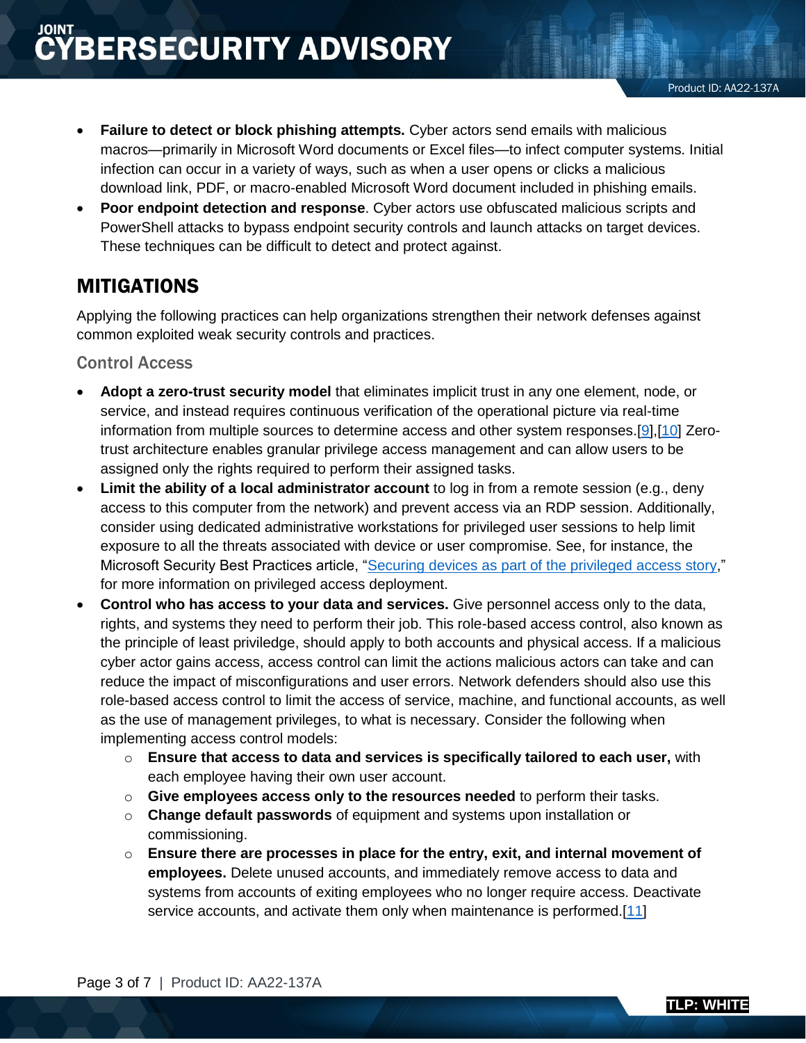- **Failure to detect or block phishing attempts.** Cyber actors send emails with malicious macros—primarily in Microsoft Word documents or Excel files—to infect computer systems. Initial infection can occur in a variety of ways, such as when a user opens or clicks a malicious download link, PDF, or macro-enabled Microsoft Word document included in phishing emails.
- **Poor endpoint detection and response**. Cyber actors use obfuscated malicious scripts and PowerShell attacks to bypass endpoint security controls and launch attacks on target devices. These techniques can be difficult to detect and protect against.

## MITIGATIONS

Applying the following practices can help organizations strengthen their network defenses against common exploited weak security controls and practices.

### Control Access

- **Adopt a zero-trust security model** that eliminates implicit trust in any one element, node, or service, and instead requires continuous verification of the operational picture via real-time information from multiple sources to determine access and other system responses.[9],[10] Zero-trust architecture enables granular privilege access management and can allow users to be assigned only the rights required to perform their assigned tasks.
- **Limit the ability of a local administrator account** to log in from a remote session (e.g., deny access to this computer from the network) and prevent access via an RDP session. Additionally, consider using dedicated administrative workstations for privileged user sessions to help limit exposure to all the threats associated with device or user compromise. See, for instance, the Microsoft Security Best Practices article, "Securing devices as part of the privileged access story," for more information on privileged access deployment.
- **Control who has access to your data and services.** Give personnel access only to the data, rights, and systems they need to perform their job. This role-based access control, also known as the principle of least priviledge, should apply to both accounts and physical access. If a malicious cyber actor gains access, access control can limit the actions malicious actors can take and can reduce the impact of misconfigurations and user errors. Network defenders should also use this role-based access control to limit the access of service, machine, and functional accounts, as well as the use of management privileges, to what is necessary. Consider the following when implementing access control models:
    - **Ensure that access to data and services is specifically tailored to each user,** with each employee having their own user account.
    - **Give employees access only to the resources needed** to perform their tasks.
    - **Change default passwords** of equipment and systems upon installation or commissioning.
    - **Ensure there are processes in place for the entry, exit, and internal movement of employees.** Delete unused accounts, and immediately remove access to data and systems from accounts of exiting employees who no longer require access. Deactivate service accounts, and activate them only when maintenance is performed.[11]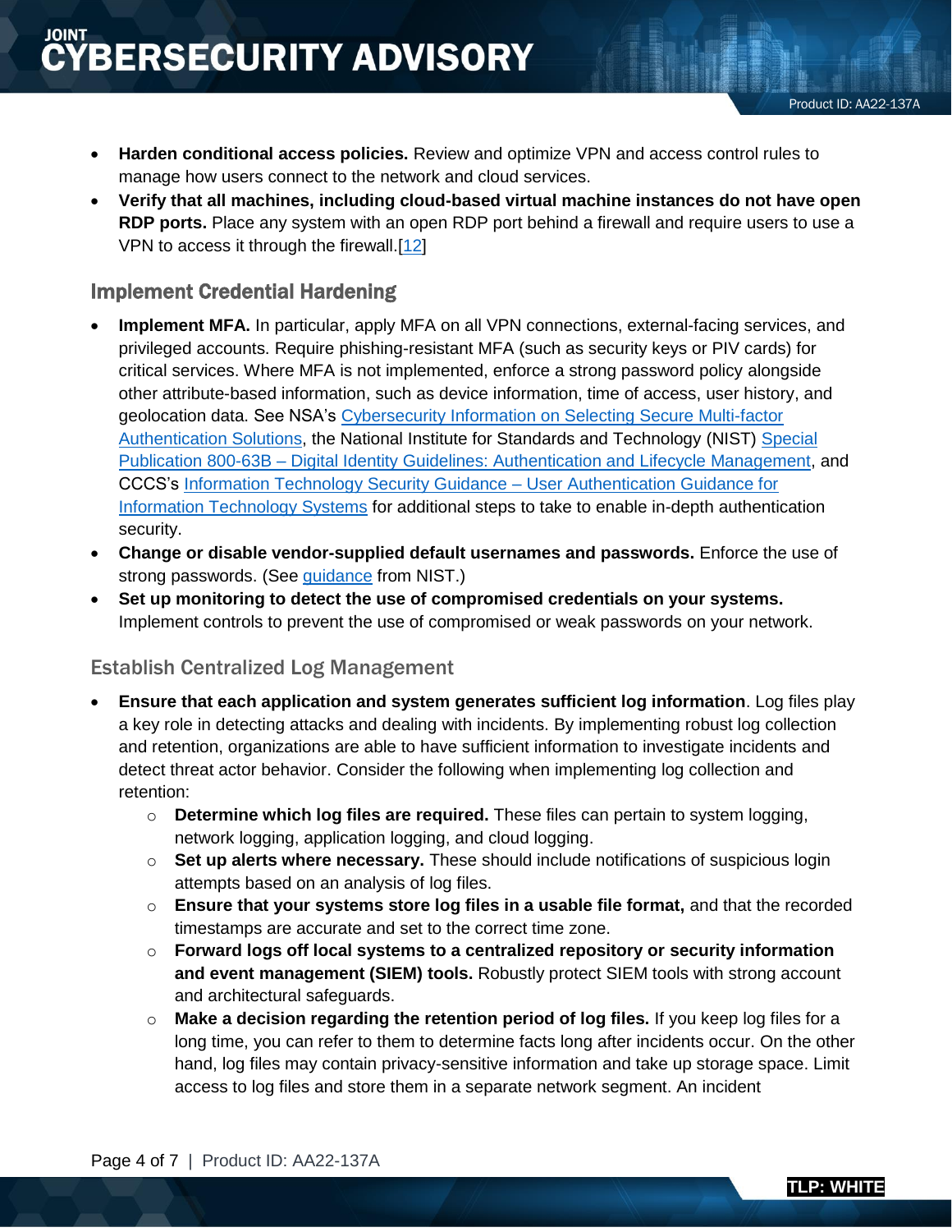- **Harden conditional access policies.** Review and optimize VPN and access control rules to manage how users connect to the network and cloud services.
- **Verify that all machines, including cloud-based virtual machine instances do not have open RDP ports.** Place any system with an open RDP port behind a firewall and require users to use a VPN to access it through the firewall.[12]

## Implement Credential Hardening

- **Implement MFA.** In particular, apply MFA on all VPN connections, external-facing services, and privileged accounts. Require phishing-resistant MFA (such as security keys or PIV cards) for critical services. Where MFA is not implemented, enforce a strong password policy alongside other attribute-based information, such as device information, time of access, user history, and geolocation data. See NSA's Cybersecurity Information on Selecting Secure Multi-factor Authentication Solutions, the National Institute for Standards and Technology (NIST) Special Publication 800-63B – Digital Identity Guidelines: Authentication and Lifecycle Management, and CCCS's Information Technology Security Guidance – User Authentication Guidance for Information Technology Systems for additional steps to take to enable in-depth authentication security.
- **Change or disable vendor-supplied default usernames and passwords.** Enforce the use of strong passwords. (See guidance from NIST.)
- **Set up monitoring to detect the use of compromised credentials on your systems.** Implement controls to prevent the use of compromised or weak passwords on your network.

## Establish Centralized Log Management

- **Ensure that each application and system generates sufficient log information**. Log files play a key role in detecting attacks and dealing with incidents. By implementing robust log collection and retention, organizations are able to have sufficient information to investigate incidents and detect threat actor behavior. Consider the following when implementing log collection and retention:
  - **Determine which log files are required.** These files can pertain to system logging, network logging, application logging, and cloud logging.
  - **Set up alerts where necessary.** These should include notifications of suspicious login attempts based on an analysis of log files.
  - **Ensure that your systems store log files in a usable file format,** and that the recorded timestamps are accurate and set to the correct time zone.
  - **Forward logs off local systems to a centralized repository or security information and event management (SIEM) tools.** Robustly protect SIEM tools with strong account and architectural safeguards.
  - **Make a decision regarding the retention period of log files.** If you keep log files for a long time, you can refer to them to determine facts long after incidents occur. On the other hand, log files may contain privacy-sensitive information and take up storage space. Limit access to log files and store them in a separate network segment. An incident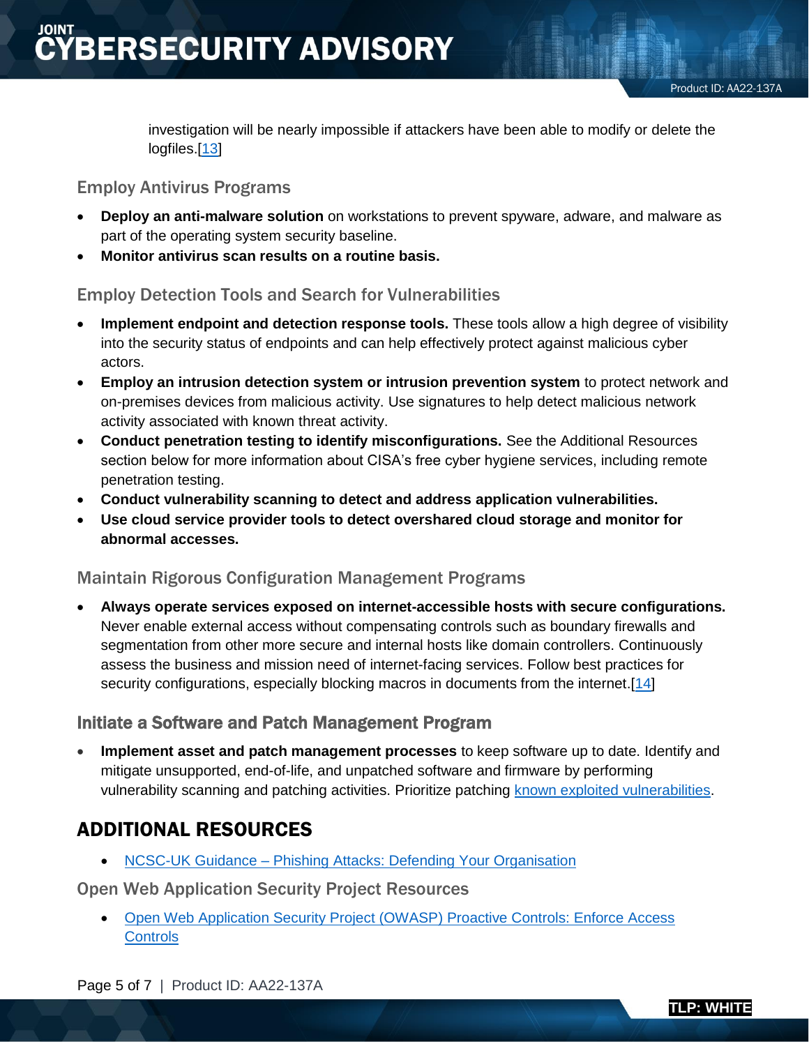investigation will be nearly impossible if attackers have been able to modify or delete the logfiles.[13]

### Employ Antivirus Programs

- **Deploy an anti-malware solution** on workstations to prevent spyware, adware, and malware as part of the operating system security baseline.
- **Monitor antivirus scan results on a routine basis.**

### Employ Detection Tools and Search for Vulnerabilities

- **Implement endpoint and detection response tools.** These tools allow a high degree of visibility into the security status of endpoints and can help effectively protect against malicious cyber actors.
- **Employ an intrusion detection system or intrusion prevention system** to protect network and on-premises devices from malicious activity. Use signatures to help detect malicious network activity associated with known threat activity.
- **Conduct penetration testing to identify misconfigurations.** See the Additional Resources section below for more information about CISA's free cyber hygiene services, including remote penetration testing.
- **Conduct vulnerability scanning to detect and address application vulnerabilities.**
- **Use cloud service provider tools to detect overshared cloud storage and monitor for abnormal accesses.**

### Maintain Rigorous Configuration Management Programs

- **Always operate services exposed on internet-accessible hosts with secure configurations.** Never enable external access without compensating controls such as boundary firewalls and segmentation from other more secure and internal hosts like domain controllers. Continuously assess the business and mission need of internet-facing services. Follow best practices for security configurations, especially blocking macros in documents from the internet.[14]

### Initiate a Software and Patch Management Program

- **Implement asset and patch management processes** to keep software up to date. Identify and mitigate unsupported, end-of-life, and unpatched software and firmware by performing vulnerability scanning and patching activities. Prioritize patching known exploited vulnerabilities.

## ADDITIONAL RESOURCES

- NCSC-UK Guidance – Phishing Attacks: Defending Your Organisation

### Open Web Application Security Project Resources

- Open Web Application Security Project (OWASP) Proactive Controls: Enforce Access Controls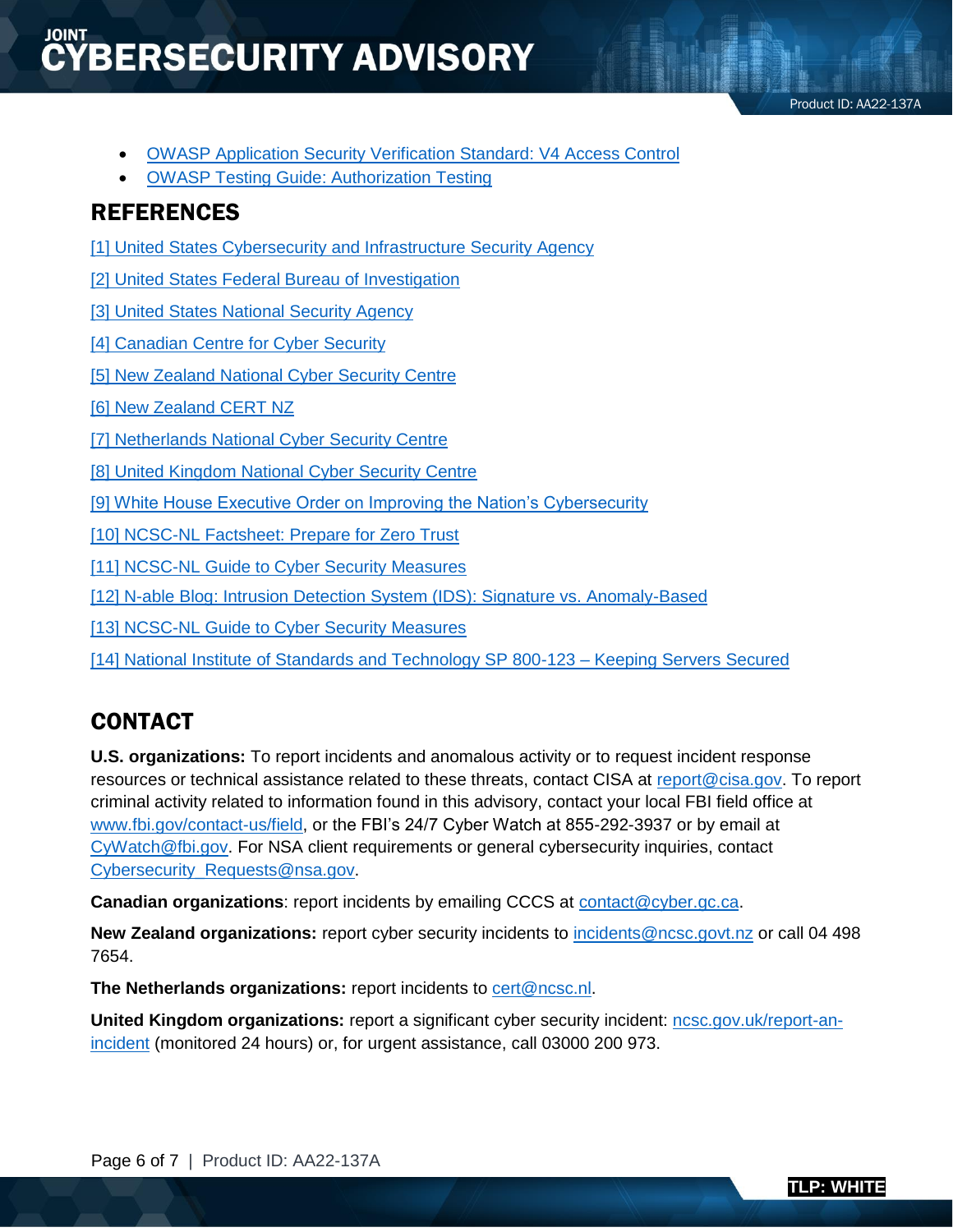- OWASP Application Security Verification Standard: V4 Access Control
- OWASP Testing Guide: Authorization Testing

## REFERENCES

[1] United States Cybersecurity and Infrastructure Security Agency

[2] United States Federal Bureau of Investigation

[3] United States National Security Agency

[4] Canadian Centre for Cyber Security

[5] New Zealand National Cyber Security Centre

[6] New Zealand CERT NZ

[7] Netherlands National Cyber Security Centre

[8] United Kingdom National Cyber Security Centre

[9] White House Executive Order on Improving the Nation's Cybersecurity

[10] NCSC-NL Factsheet: Prepare for Zero Trust

[11] NCSC-NL Guide to Cyber Security Measures

[12] N-able Blog: Intrusion Detection System (IDS): Signature vs. Anomaly-Based

[13] NCSC-NL Guide to Cyber Security Measures

[14] National Institute of Standards and Technology SP 800-123 – Keeping Servers Secured

## CONTACT

**U.S. organizations:** To report incidents and anomalous activity or to request incident response resources or technical assistance related to these threats, contact CISA at report@cisa.gov. To report criminal activity related to information found in this advisory, contact your local FBI field office at www.fbi.gov/contact-us/field, or the FBI's 24/7 Cyber Watch at 855-292-3937 or by email at CyWatch@fbi.gov. For NSA client requirements or general cybersecurity inquiries, contact Cybersecurity_Requests@nsa.gov.

**Canadian organizations**: report incidents by emailing CCCS at contact@cyber.gc.ca.

**New Zealand organizations:** report cyber security incidents to incidents@ncsc.govt.nz or call 04 498 7654.

**The Netherlands organizations:** report incidents to cert@ncsc.nl.

**United Kingdom organizations:** report a significant cyber security incident: ncsc.gov.uk/report-an-incident (monitored 24 hours) or, for urgent assistance, call 03000 200 973.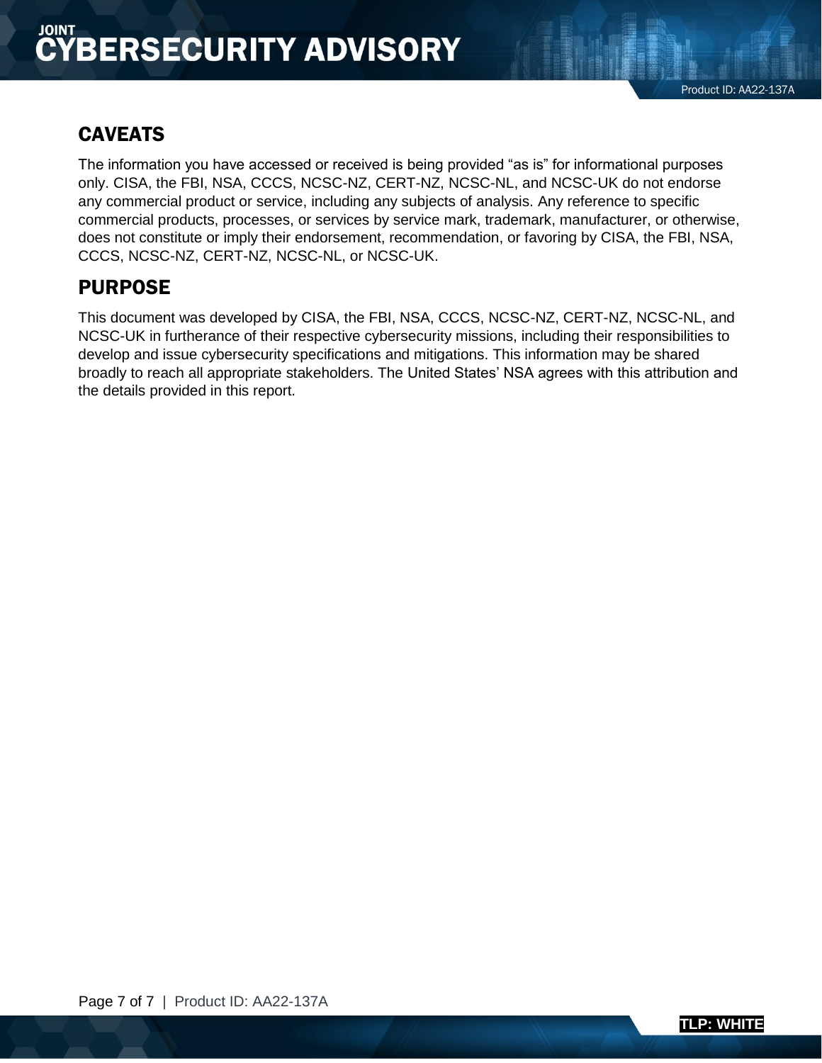## CAVEATS

The information you have accessed or received is being provided "as is" for informational purposes only. CISA, the FBI, NSA, CCCS, NCSC-NZ, CERT-NZ, NCSC-NL, and NCSC-UK do not endorse any commercial product or service, including any subjects of analysis. Any reference to specific commercial products, processes, or services by service mark, trademark, manufacturer, or otherwise, does not constitute or imply their endorsement, recommendation, or favoring by CISA, the FBI, NSA, CCCS, NCSC-NZ, CERT-NZ, NCSC-NL, or NCSC-UK.

## PURPOSE

This document was developed by CISA, the FBI, NSA, CCCS, NCSC-NZ, CERT-NZ, NCSC-NL, and NCSC-UK in furtherance of their respective cybersecurity missions, including their responsibilities to develop and issue cybersecurity specifications and mitigations. This information may be shared broadly to reach all appropriate stakeholders. The United States' NSA agrees with this attribution and the details provided in this report.